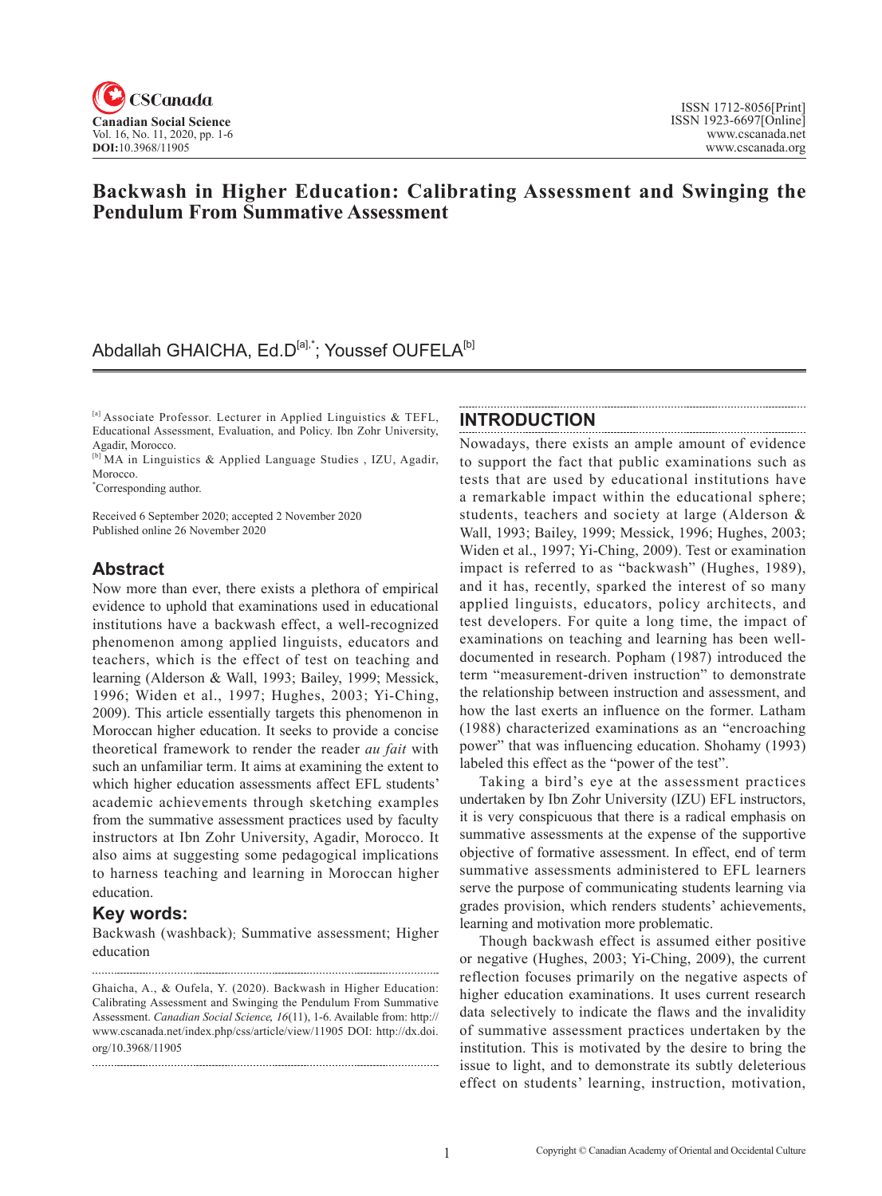# Backwash in Higher Education: Calibrating Assessment and Swinging the Pendulum From Summative Assessment

Abdallah GHAICHA, Ed.D[a],*; Youssef OUFELA[b]

[a] Associate Professor. Lecturer in Applied Linguistics & TEFL, Educational Assessment, Evaluation, and Policy. Ibn Zohr University, Agadir, Morocco.

[b] MA in Linguistics & Applied Language Studies , IZU, Agadir, Morocco.

*Corresponding author.

Received 6 September 2020; accepted 2 November 2020
Published online 26 November 2020

## Abstract

Now more than ever, there exists a plethora of empirical evidence to uphold that examinations used in educational institutions have a backwash effect, a well-recognized phenomenon among applied linguists, educators and teachers, which is the effect of test on teaching and learning (Alderson & Wall, 1993; Bailey, 1999; Messick, 1996; Widen et al., 1997; Hughes, 2003; Yi-Ching, 2009). This article essentially targets this phenomenon in Moroccan higher education. It seeks to provide a concise theoretical framework to render the reader *au fait* with such an unfamiliar term. It aims at examining the extent to which higher education assessments affect EFL students' academic achievements through sketching examples from the summative assessment practices used by faculty instructors at Ibn Zohr University, Agadir, Morocco. It also aims at suggesting some pedagogical implications to harness teaching and learning in Moroccan higher education.

## Key words:

Backwash (washback); Summative assessment; Higher education

Ghaicha, A., & Oufela, Y. (2020). Backwash in Higher Education: Calibrating Assessment and Swinging the Pendulum From Summative Assessment. *Canadian Social Science, 16*(11), 1-6. Available from: http://www.cscanada.net/index.php/css/article/view/11905 DOI: http://dx.doi.org/10.3968/11905

## INTRODUCTION

Nowadays, there exists an ample amount of evidence to support the fact that public examinations such as tests that are used by educational institutions have a remarkable impact within the educational sphere; students, teachers and society at large (Alderson & Wall, 1993; Bailey, 1999; Messick, 1996; Hughes, 2003; Widen et al., 1997; Yi-Ching, 2009). Test or examination impact is referred to as "backwash" (Hughes, 1989), and it has, recently, sparked the interest of so many applied linguists, educators, policy architects, and test developers. For quite a long time, the impact of examinations on teaching and learning has been well-documented in research. Popham (1987) introduced the term "measurement-driven instruction" to demonstrate the relationship between instruction and assessment, and how the last exerts an influence on the former. Latham (1988) characterized examinations as an "encroaching power" that was influencing education. Shohamy (1993) labeled this effect as the "power of the test".

Taking a bird's eye at the assessment practices undertaken by Ibn Zohr University (IZU) EFL instructors, it is very conspicuous that there is a radical emphasis on summative assessments at the expense of the supportive objective of formative assessment. In effect, end of term summative assessments administered to EFL learners serve the purpose of communicating students learning via grades provision, which renders students' achievements, learning and motivation more problematic.

Though backwash effect is assumed either positive or negative (Hughes, 2003; Yi-Ching, 2009), the current reflection focuses primarily on the negative aspects of higher education examinations. It uses current research data selectively to indicate the flaws and the invalidity of summative assessment practices undertaken by the institution. This is motivated by the desire to bring the issue to light, and to demonstrate its subtly deleterious effect on students' learning, instruction, motivation,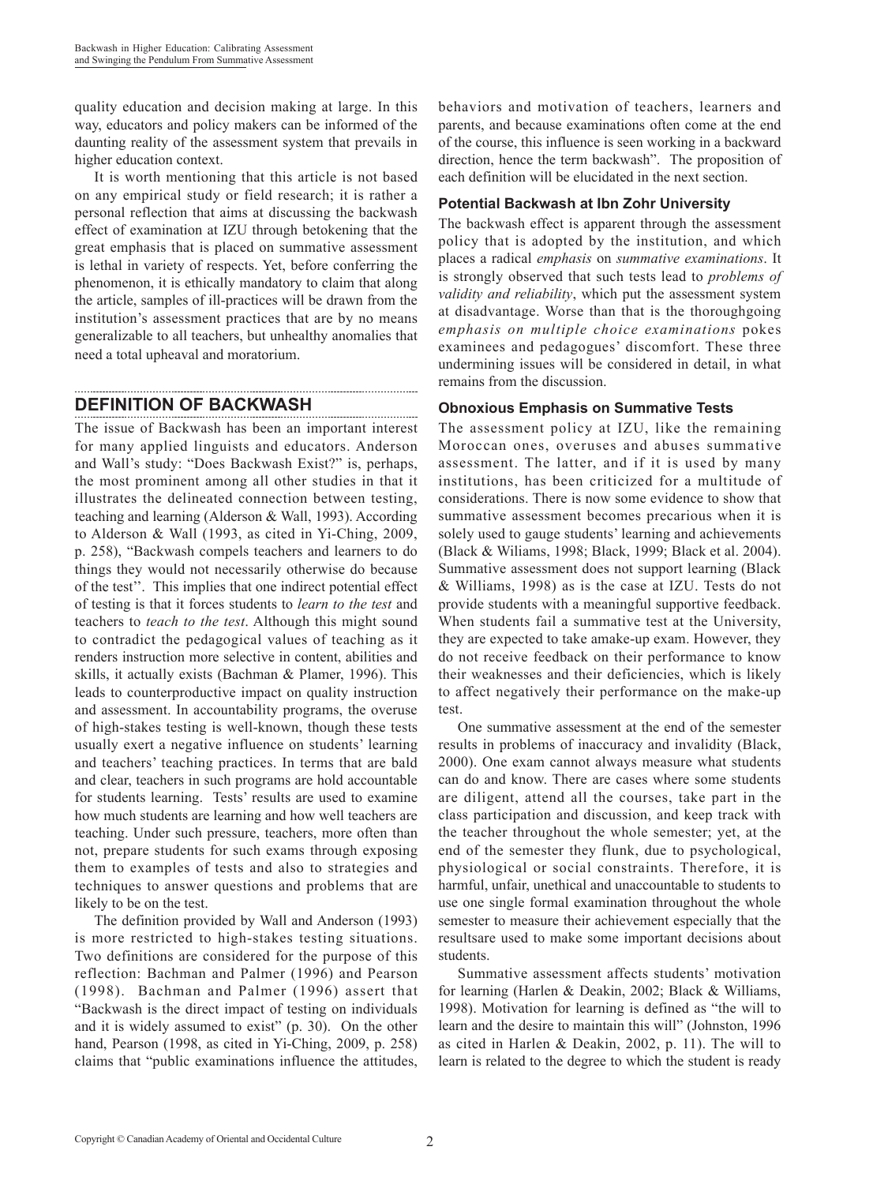quality education and decision making at large. In this way, educators and policy makers can be informed of the daunting reality of the assessment system that prevails in higher education context.

It is worth mentioning that this article is not based on any empirical study or field research; it is rather a personal reflection that aims at discussing the backwash effect of examination at IZU through betokening that the great emphasis that is placed on summative assessment is lethal in variety of respects. Yet, before conferring the phenomenon, it is ethically mandatory to claim that along the article, samples of ill-practices will be drawn from the institution's assessment practices that are by no means generalizable to all teachers, but unhealthy anomalies that need a total upheaval and moratorium.

## DEFINITION OF BACKWASH

The issue of Backwash has been an important interest for many applied linguists and educators. Anderson and Wall's study: "Does Backwash Exist?" is, perhaps, the most prominent among all other studies in that it illustrates the delineated connection between testing, teaching and learning (Alderson & Wall, 1993). According to Alderson & Wall (1993, as cited in Yi-Ching, 2009, p. 258), "Backwash compels teachers and learners to do things they would not necessarily otherwise do because of the test''. This implies that one indirect potential effect of testing is that it forces students to *learn to the test* and teachers to *teach to the test*. Although this might sound to contradict the pedagogical values of teaching as it renders instruction more selective in content, abilities and skills, it actually exists (Bachman & Plamer, 1996). This leads to counterproductive impact on quality instruction and assessment. In accountability programs, the overuse of high-stakes testing is well-known, though these tests usually exert a negative influence on students' learning and teachers' teaching practices. In terms that are bald and clear, teachers in such programs are hold accountable for students learning. Tests' results are used to examine how much students are learning and how well teachers are teaching. Under such pressure, teachers, more often than not, prepare students for such exams through exposing them to examples of tests and also to strategies and techniques to answer questions and problems that are likely to be on the test.

The definition provided by Wall and Anderson (1993) is more restricted to high-stakes testing situations. Two definitions are considered for the purpose of this reflection: Bachman and Palmer (1996) and Pearson (1998). Bachman and Palmer (1996) assert that "Backwash is the direct impact of testing on individuals and it is widely assumed to exist" (p. 30). On the other hand, Pearson (1998, as cited in Yi-Ching, 2009, p. 258) claims that "public examinations influence the attitudes, behaviors and motivation of teachers, learners and parents, and because examinations often come at the end of the course, this influence is seen working in a backward direction, hence the term backwash". The proposition of each definition will be elucidated in the next section.

### Potential Backwash at Ibn Zohr University

The backwash effect is apparent through the assessment policy that is adopted by the institution, and which places a radical *emphasis* on *summative examinations*. It is strongly observed that such tests lead to *problems of validity and reliability*, which put the assessment system at disadvantage. Worse than that is the thoroughgoing *emphasis on multiple choice examinations* pokes examinees and pedagogues' discomfort. These three undermining issues will be considered in detail, in what remains from the discussion.

### Obnoxious Emphasis on Summative Tests

The assessment policy at IZU, like the remaining Moroccan ones, overuses and abuses summative assessment. The latter, and if it is used by many institutions, has been criticized for a multitude of considerations. There is now some evidence to show that summative assessment becomes precarious when it is solely used to gauge students' learning and achievements (Black & Wiliams, 1998; Black, 1999; Black et al. 2004). Summative assessment does not support learning (Black & Williams, 1998) as is the case at IZU. Tests do not provide students with a meaningful supportive feedback. When students fail a summative test at the University, they are expected to take amake-up exam. However, they do not receive feedback on their performance to know their weaknesses and their deficiencies, which is likely to affect negatively their performance on the make-up test.

One summative assessment at the end of the semester results in problems of inaccuracy and invalidity (Black, 2000). One exam cannot always measure what students can do and know. There are cases where some students are diligent, attend all the courses, take part in the class participation and discussion, and keep track with the teacher throughout the whole semester; yet, at the end of the semester they flunk, due to psychological, physiological or social constraints. Therefore, it is harmful, unfair, unethical and unaccountable to students to use one single formal examination throughout the whole semester to measure their achievement especially that the resultsare used to make some important decisions about students.

Summative assessment affects students' motivation for learning (Harlen & Deakin, 2002; Black & Williams, 1998). Motivation for learning is defined as "the will to learn and the desire to maintain this will" (Johnston, 1996 as cited in Harlen & Deakin, 2002, p. 11). The will to learn is related to the degree to which the student is ready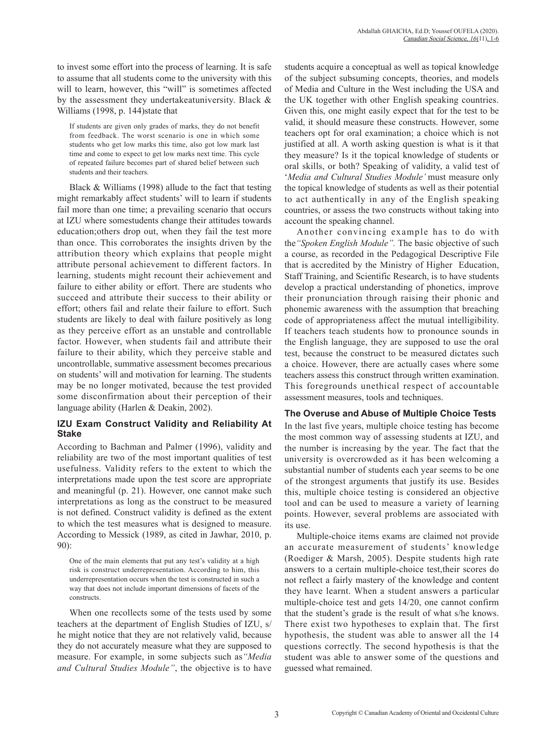to invest some effort into the process of learning. It is safe to assume that all students come to the university with this will to learn, however, this "will" is sometimes affected by the assessment they undertakeatuniversity. Black & Williams (1998, p. 144)state that

> If students are given only grades of marks, they do not benefit from feedback. The worst scenario is one in which some students who get low marks this time, also got low mark last time and come to expect to get low marks next time. This cycle of repeated failure becomes part of shared belief between such students and their teachers.

Black & Williams (1998) allude to the fact that testing might remarkably affect students' will to learn if students fail more than one time; a prevailing scenario that occurs at IZU where somestudents change their attitudes towards education;others drop out, when they fail the test more than once. This corroborates the insights driven by the attribution theory which explains that people might attribute personal achievement to different factors. In learning, students might recount their achievement and failure to either ability or effort. There are students who succeed and attribute their success to their ability or effort; others fail and relate their failure to effort. Such students are likely to deal with failure positively as long as they perceive effort as an unstable and controllable factor. However, when students fail and attribute their failure to their ability, which they perceive stable and uncontrollable, summative assessment becomes precarious on students' will and motivation for learning. The students may be no longer motivated, because the test provided some disconfirmation about their perception of their language ability (Harlen & Deakin, 2002).

### IZU Exam Construct Validity and Reliability At Stake

According to Bachman and Palmer (1996), validity and reliability are two of the most important qualities of test usefulness. Validity refers to the extent to which the interpretations made upon the test score are appropriate and meaningful (p. 21). However, one cannot make such interpretations as long as the construct to be measured is not defined. Construct validity is defined as the extent to which the test measures what is designed to measure. According to Messick (1989, as cited in Jawhar, 2010, p. 90):

> One of the main elements that put any test's validity at a high risk is construct underrepresentation. According to him, this underrepresentation occurs when the test is constructed in such a way that does not include important dimensions of facets of the constructs.

When one recollects some of the tests used by some teachers at the department of English Studies of IZU, s/he might notice that they are not relatively valid, because they do not accurately measure what they are supposed to measure. For example, in some subjects such as*"Media and Cultural Studies Module"*, the objective is to have students acquire a conceptual as well as topical knowledge of the subject subsuming concepts, theories, and models of Media and Culture in the West including the USA and the UK together with other English speaking countries. Given this, one might easily expect that for the test to be valid, it should measure these constructs. However, some teachers opt for oral examination; a choice which is not justified at all. A worth asking question is what is it that they measure? Is it the topical knowledge of students or oral skills, or both? Speaking of validity, a valid test of '*Media and Cultural Studies Module'* must measure only the topical knowledge of students as well as their potential to act authentically in any of the English speaking countries, or assess the two constructs without taking into account the speaking channel.

Another convincing example has to do with the*"Spoken English Module".* The basic objective of such a course, as recorded in the Pedagogical Descriptive File that is accredited by the Ministry of Higher Education, Staff Training, and Scientific Research, is to have students develop a practical understanding of phonetics, improve their pronunciation through raising their phonic and phonemic awareness with the assumption that breaching code of appropriateness affect the mutual intelligibility. If teachers teach students how to pronounce sounds in the English language, they are supposed to use the oral test, because the construct to be measured dictates such a choice. However, there are actually cases where some teachers assess this construct through written examination. This foregrounds unethical respect of accountable assessment measures, tools and techniques.

### The Overuse and Abuse of Multiple Choice Tests

In the last five years, multiple choice testing has become the most common way of assessing students at IZU, and the number is increasing by the year. The fact that the university is overcrowded as it has been welcoming a substantial number of students each year seems to be one of the strongest arguments that justify its use. Besides this, multiple choice testing is considered an objective tool and can be used to measure a variety of learning points. However, several problems are associated with its use.

Multiple-choice items exams are claimed not provide an accurate measurement of students' knowledge (Roediger & Marsh, 2005). Despite students high rate answers to a certain multiple-choice test,their scores do not reflect a fairly mastery of the knowledge and content they have learnt. When a student answers a particular multiple-choice test and gets 14/20, one cannot confirm that the student's grade is the result of what s/he knows. There exist two hypotheses to explain that. The first hypothesis, the student was able to answer all the 14 questions correctly. The second hypothesis is that the student was able to answer some of the questions and guessed what remained.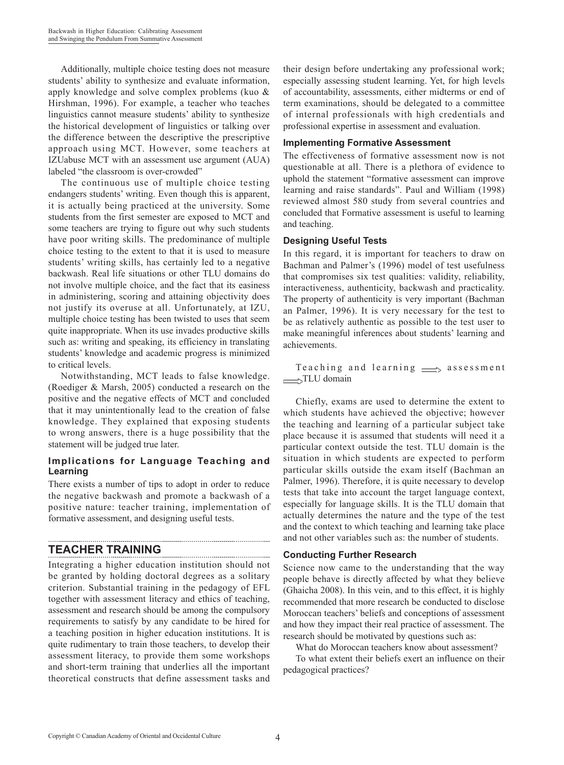Additionally, multiple choice testing does not measure students' ability to synthesize and evaluate information, apply knowledge and solve complex problems (kuo & Hirshman, 1996). For example, a teacher who teaches linguistics cannot measure students' ability to synthesize the historical development of linguistics or talking over the difference between the descriptive the prescriptive approach using MCT. However, some teachers at IZUabuse MCT with an assessment use argument (AUA) labeled "the classroom is over-crowded"

The continuous use of multiple choice testing endangers students' writing. Even though this is apparent, it is actually being practiced at the university. Some students from the first semester are exposed to MCT and some teachers are trying to figure out why such students have poor writing skills. The predominance of multiple choice testing to the extent to that it is used to measure students' writing skills, has certainly led to a negative backwash. Real life situations or other TLU domains do not involve multiple choice, and the fact that its easiness in administering, scoring and attaining objectivity does not justify its overuse at all. Unfortunately, at IZU, multiple choice testing has been twisted to uses that seem quite inappropriate. When its use invades productive skills such as: writing and speaking, its efficiency in translating students' knowledge and academic progress is minimized to critical levels.

Notwithstanding, MCT leads to false knowledge. (Roediger & Marsh, 2005) conducted a research on the positive and the negative effects of MCT and concluded that it may unintentionally lead to the creation of false knowledge. They explained that exposing students to wrong answers, there is a huge possibility that the statement will be judged true later.

### Implications for Language Teaching and Learning

There exists a number of tips to adopt in order to reduce the negative backwash and promote a backwash of a positive nature: teacher training, implementation of formative assessment, and designing useful tests.

## TEACHER TRAINING

Integrating a higher education institution should not be granted by holding doctoral degrees as a solitary criterion. Substantial training in the pedagogy of EFL together with assessment literacy and ethics of teaching, assessment and research should be among the compulsory requirements to satisfy by any candidate to be hired for a teaching position in higher education institutions. It is quite rudimentary to train those teachers, to develop their assessment literacy, to provide them some workshops and short-term training that underlies all the important theoretical constructs that define assessment tasks and their design before undertaking any professional work; especially assessing student learning. Yet, for high levels of accountability, assessments, either midterms or end of term examinations, should be delegated to a committee of internal professionals with high credentials and professional expertise in assessment and evaluation.

### Implementing Formative Assessment

The effectiveness of formative assessment now is not questionable at all. There is a plethora of evidence to uphold the statement "formative assessment can improve learning and raise standards". Paul and William (1998) reviewed almost 580 study from several countries and concluded that Formative assessment is useful to learning and teaching.

### Designing Useful Tests

In this regard, it is important for teachers to draw on Bachman and Palmer's (1996) model of test usefulness that compromises six test qualities: validity, reliability, interactiveness, authenticity, backwash and practicality. The property of authenticity is very important (Bachman an Palmer, 1996). It is very necessary for the test to be as relatively authentic as possible to the test user to make meaningful inferences about students' learning and achievements.

Teaching and learning ⟹ assessment ⟹TLU domain

Chiefly, exams are used to determine the extent to which students have achieved the objective; however the teaching and learning of a particular subject take place because it is assumed that students will need it a particular context outside the test. TLU domain is the situation in which students are expected to perform particular skills outside the exam itself (Bachman an Palmer, 1996). Therefore, it is quite necessary to develop tests that take into account the target language context, especially for language skills. It is the TLU domain that actually determines the nature and the type of the test and the context to which teaching and learning take place and not other variables such as: the number of students.

### Conducting Further Research

Science now came to the understanding that the way people behave is directly affected by what they believe (Ghaicha 2008). In this vein, and to this effect, it is highly recommended that more research be conducted to disclose Moroccan teachers' beliefs and conceptions of assessment and how they impact their real practice of assessment. The research should be motivated by questions such as:

What do Moroccan teachers know about assessment?

To what extent their beliefs exert an influence on their pedagogical practices?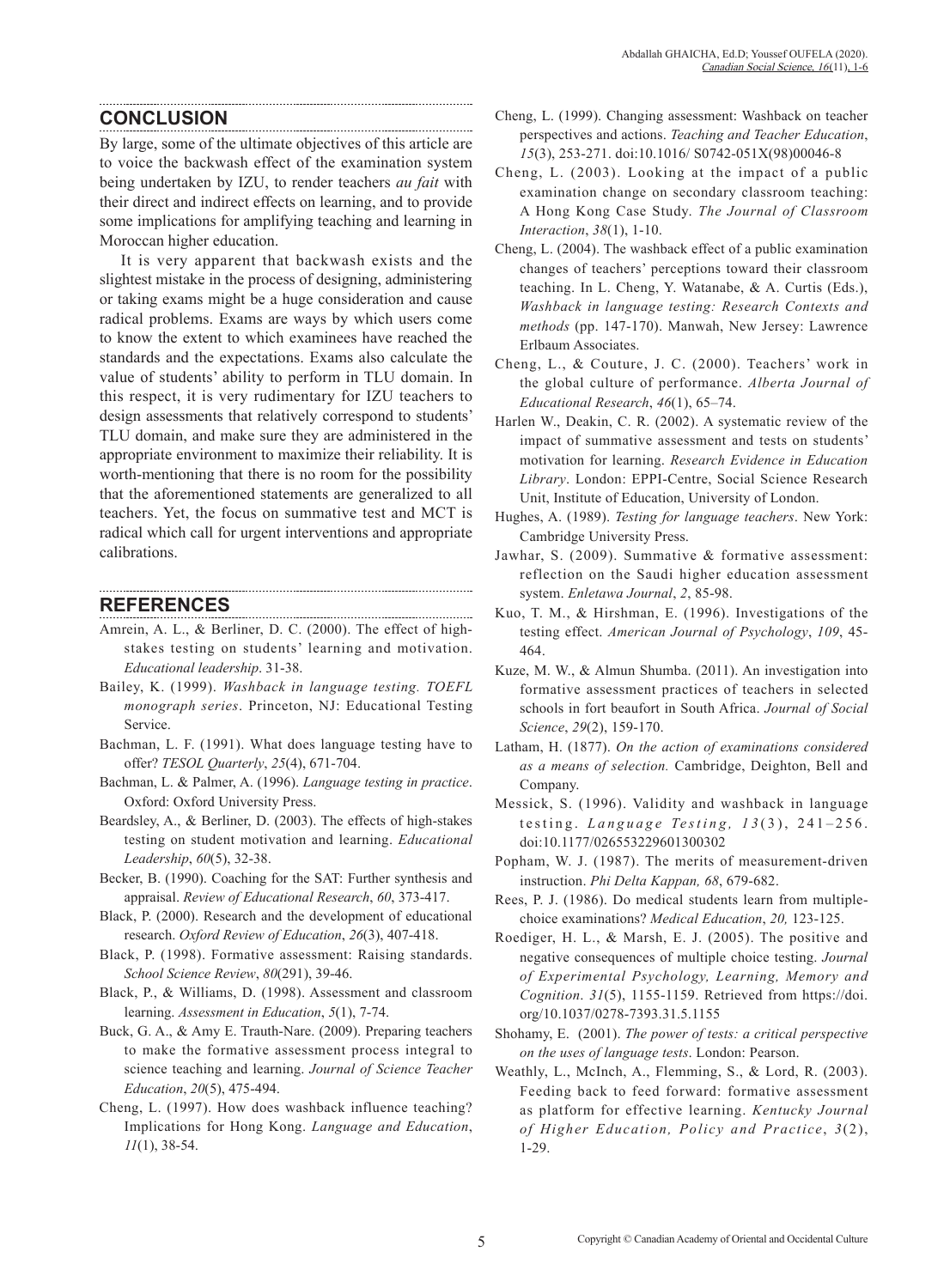## CONCLUSION

By large, some of the ultimate objectives of this article are to voice the backwash effect of the examination system being undertaken by IZU, to render teachers *au fait* with their direct and indirect effects on learning, and to provide some implications for amplifying teaching and learning in Moroccan higher education.

It is very apparent that backwash exists and the slightest mistake in the process of designing, administering or taking exams might be a huge consideration and cause radical problems. Exams are ways by which users come to know the extent to which examinees have reached the standards and the expectations. Exams also calculate the value of students' ability to perform in TLU domain. In this respect, it is very rudimentary for IZU teachers to design assessments that relatively correspond to students' TLU domain, and make sure they are administered in the appropriate environment to maximize their reliability. It is worth-mentioning that there is no room for the possibility that the aforementioned statements are generalized to all teachers. Yet, the focus on summative test and MCT is radical which call for urgent interventions and appropriate calibrations.

## REFERENCES

Amrein, A. L., & Berliner, D. C. (2000). The effect of high-stakes testing on students' learning and motivation. *Educational leadership*. 31-38.

Bailey, K. (1999). *Washback in language testing. TOEFL monograph series*. Princeton, NJ: Educational Testing Service.

Bachman, L. F. (1991). What does language testing have to offer? *TESOL Quarterly*, *25*(4), 671-704.

Bachman, L. & Palmer, A. (1996). *Language testing in practice*. Oxford: Oxford University Press.

Beardsley, A., & Berliner, D. (2003). The effects of high-stakes testing on student motivation and learning. *Educational Leadership*, *60*(5), 32-38.

Becker, B. (1990). Coaching for the SAT: Further synthesis and appraisal. *Review of Educational Research*, *60*, 373-417.

Black, P. (2000). Research and the development of educational research. *Oxford Review of Education*, *26*(3), 407-418.

Black, P. (1998). Formative assessment: Raising standards. *School Science Review*, *80*(291), 39-46.

Black, P., & Williams, D. (1998). Assessment and classroom learning. *Assessment in Education*, *5*(1), 7-74.

Buck, G. A., & Amy E. Trauth-Nare. (2009). Preparing teachers to make the formative assessment process integral to science teaching and learning. *Journal of Science Teacher Education*, *20*(5), 475-494.

Cheng, L. (1997). How does washback influence teaching? Implications for Hong Kong. *Language and Education*, *11*(1), 38-54.

Cheng, L. (1999). Changing assessment: Washback on teacher perspectives and actions. *Teaching and Teacher Education*, *15*(3), 253-271. doi:10.1016/ S0742-051X(98)00046-8

Cheng, L. (2003). Looking at the impact of a public examination change on secondary classroom teaching: A Hong Kong Case Study. *The Journal of Classroom Interaction*, *38*(1), 1-10.

Cheng, L. (2004). The washback effect of a public examination changes of teachers' perceptions toward their classroom teaching. In L. Cheng, Y. Watanabe, & A. Curtis (Eds.), *Washback in language testing: Research Contexts and methods* (pp. 147-170). Manwah, New Jersey: Lawrence Erlbaum Associates.

Cheng, L., & Couture, J. C. (2000). Teachers' work in the global culture of performance. *Alberta Journal of Educational Research*, *46*(1), 65–74.

Harlen W., Deakin, C. R. (2002). A systematic review of the impact of summative assessment and tests on students' motivation for learning. *Research Evidence in Education Library*. London: EPPI-Centre, Social Science Research Unit, Institute of Education, University of London.

Hughes, A. (1989). *Testing for language teachers*. New York: Cambridge University Press.

Jawhar, S. (2009). Summative & formative assessment: reflection on the Saudi higher education assessment system. *Enletawa Journal*, *2*, 85-98.

Kuo, T. M., & Hirshman, E. (1996). Investigations of the testing effect. *American Journal of Psychology*, *109*, 45-464.

Kuze, M. W., & Almun Shumba. (2011). An investigation into formative assessment practices of teachers in selected schools in fort beaufort in South Africa. *Journal of Social Science*, *29*(2), 159-170.

Latham, H. (1877). *On the action of examinations considered as a means of selection.* Cambridge, Deighton, Bell and Company.

Messick, S. (1996). Validity and washback in language testing. *Language Testing, 13*(3), 241–256. doi:10.1177/026553229601300302

Popham, W. J. (1987). The merits of measurement-driven instruction. *Phi Delta Kappan, 68*, 679-682.

Rees, P. J. (1986). Do medical students learn from multiple-choice examinations? *Medical Education*, *20,* 123-125.

Roediger, H. L., & Marsh, E. J. (2005). The positive and negative consequences of multiple choice testing. *Journal of Experimental Psychology, Learning, Memory and Cognition*. *31*(5), 1155-1159. Retrieved from https://doi.org/10.1037/0278-7393.31.5.1155

Shohamy, E. (2001). *The power of tests: a critical perspective on the uses of language tests*. London: Pearson.

Weathly, L., McInch, A., Flemming, S., & Lord, R. (2003). Feeding back to feed forward: formative assessment as platform for effective learning. *Kentucky Journal of Higher Education, Policy and Practice*, *3*(2), 1-29.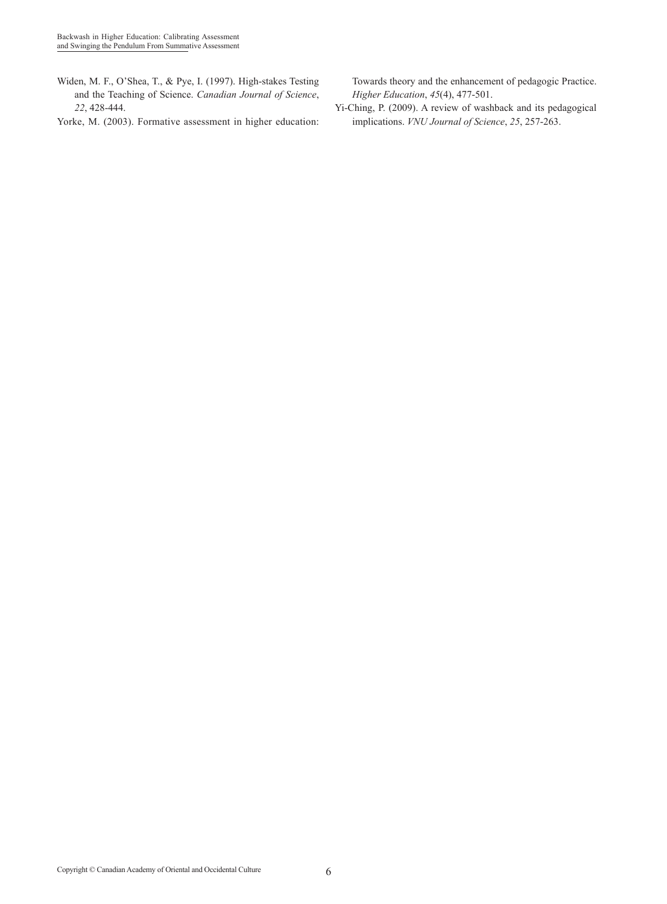Widen, M. F., O'Shea, T., & Pye, I. (1997). High-stakes Testing and the Teaching of Science. *Canadian Journal of Science*, *22*, 428-444.

Yorke, M. (2003). Formative assessment in higher education: Towards theory and the enhancement of pedagogic Practice. *Higher Education*, *45*(4), 477-501.

Yi-Ching, P. (2009). A review of washback and its pedagogical implications. *VNU Journal of Science*, *25*, 257-263.